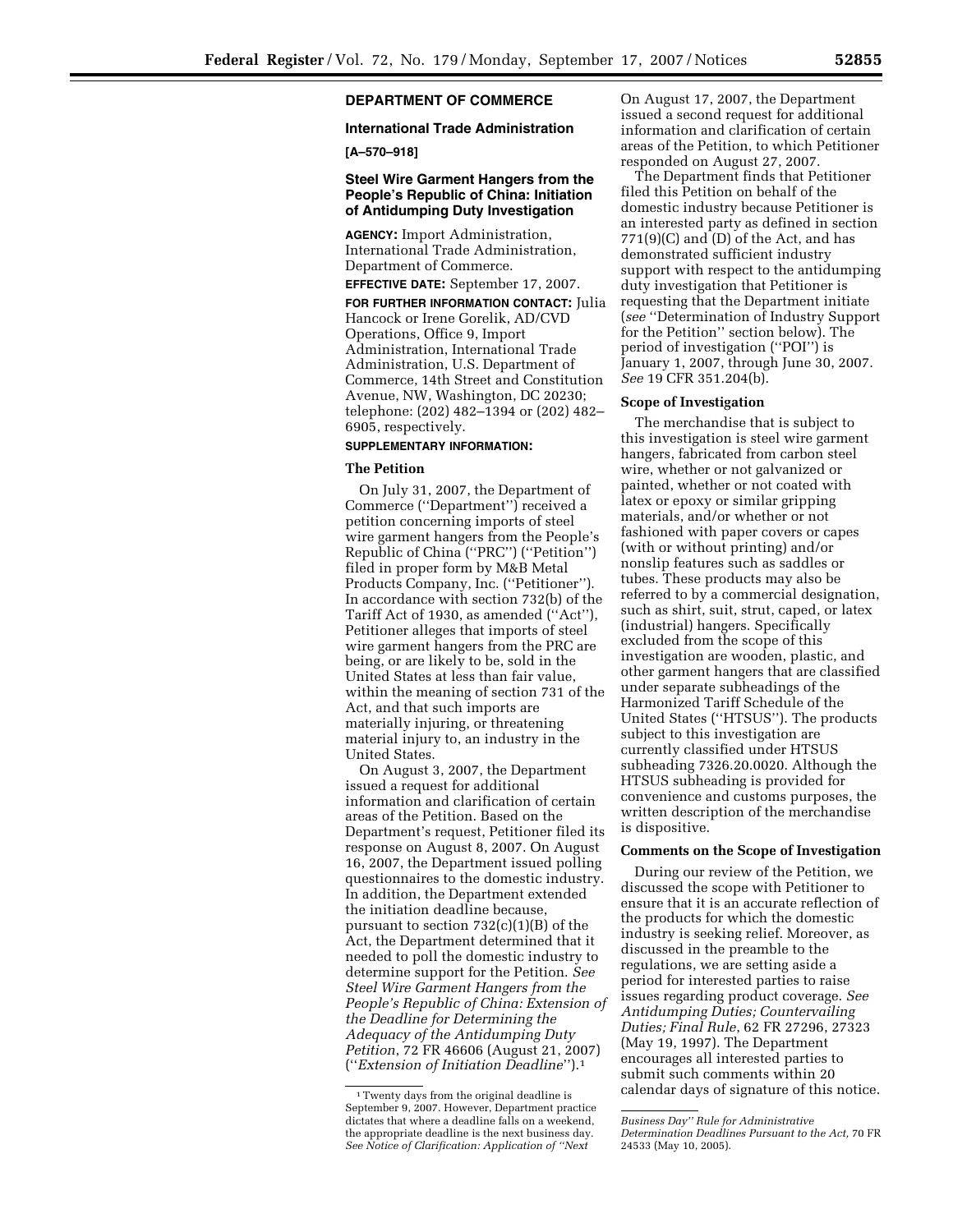## DEPARTMENT OF COMMERCE

### International Trade Administration

**[A–570–918]**

### Steel Wire Garment Hangers from the People's Republic of China: Initiation of Antidumping Duty Investigation

**AGENCY:** Import Administration, International Trade Administration, Department of Commerce.

**EFFECTIVE DATE:** September 17, 2007.

**FOR FURTHER INFORMATION CONTACT:** Julia Hancock or Irene Gorelik, AD/CVD Operations, Office 9, Import Administration, International Trade Administration, U.S. Department of Commerce, 14th Street and Constitution Avenue, NW, Washington, DC 20230; telephone: (202) 482–1394 or (202) 482–6905, respectively.

**SUPPLEMENTARY INFORMATION:**

**The Petition**

On July 31, 2007, the Department of Commerce (''Department'') received a petition concerning imports of steel wire garment hangers from the People's Republic of China (''PRC'') (''Petition'') filed in proper form by M&B Metal Products Company, Inc. (''Petitioner''). In accordance with section 732(b) of the Tariff Act of 1930, as amended (''Act''), Petitioner alleges that imports of steel wire garment hangers from the PRC are being, or are likely to be, sold in the United States at less than fair value, within the meaning of section 731 of the Act, and that such imports are materially injuring, or threatening material injury to, an industry in the United States.

On August 3, 2007, the Department issued a request for additional information and clarification of certain areas of the Petition. Based on the Department's request, Petitioner filed its response on August 8, 2007. On August 16, 2007, the Department issued polling questionnaires to the domestic industry. In addition, the Department extended the initiation deadline because, pursuant to section 732(c)(1)(B) of the Act, the Department determined that it needed to poll the domestic industry to determine support for the Petition. *See Steel Wire Garment Hangers from the People's Republic of China: Extension of the Deadline for Determining the Adequacy of the Antidumping Duty Petition*, 72 FR 46606 (August 21, 2007) (''*Extension of Initiation Deadline*'').[1]

On August 17, 2007, the Department issued a second request for additional information and clarification of certain areas of the Petition, to which Petitioner responded on August 27, 2007.

The Department finds that Petitioner filed this Petition on behalf of the domestic industry because Petitioner is an interested party as defined in section 771(9)(C) and (D) of the Act, and has demonstrated sufficient industry support with respect to the antidumping duty investigation that Petitioner is requesting that the Department initiate (*see* ''Determination of Industry Support for the Petition'' section below). The period of investigation (''POI'') is January 1, 2007, through June 30, 2007. *See* 19 CFR 351.204(b).

**Scope of Investigation**

The merchandise that is subject to this investigation is steel wire garment hangers, fabricated from carbon steel wire, whether or not galvanized or painted, whether or not coated with latex or epoxy or similar gripping materials, and/or whether or not fashioned with paper covers or capes (with or without printing) and/or nonslip features such as saddles or tubes. These products may also be referred to by a commercial designation, such as shirt, suit, strut, caped, or latex (industrial) hangers. Specifically excluded from the scope of this investigation are wooden, plastic, and other garment hangers that are classified under separate subheadings of the Harmonized Tariff Schedule of the United States (''HTSUS''). The products subject to this investigation are currently classified under HTSUS subheading 7326.20.0020. Although the HTSUS subheading is provided for convenience and customs purposes, the written description of the merchandise is dispositive.

**Comments on the Scope of Investigation**

During our review of the Petition, we discussed the scope with Petitioner to ensure that it is an accurate reflection of the products for which the domestic industry is seeking relief. Moreover, as discussed in the preamble to the regulations, we are setting aside a period for interested parties to raise issues regarding product coverage. *See Antidumping Duties; Countervailing Duties; Final Rule*, 62 FR 27296, 27323 (May 19, 1997). The Department encourages all interested parties to submit such comments within 20 calendar days of signature of this notice.

[1] Twenty days from the original deadline is September 9, 2007. However, Department practice dictates that where a deadline falls on a weekend, the appropriate deadline is the next business day. *See Notice of Clarification: Application of ''Next Business Day'' Rule for Administrative Determination Deadlines Pursuant to the Act,* 70 FR 24533 (May 10, 2005).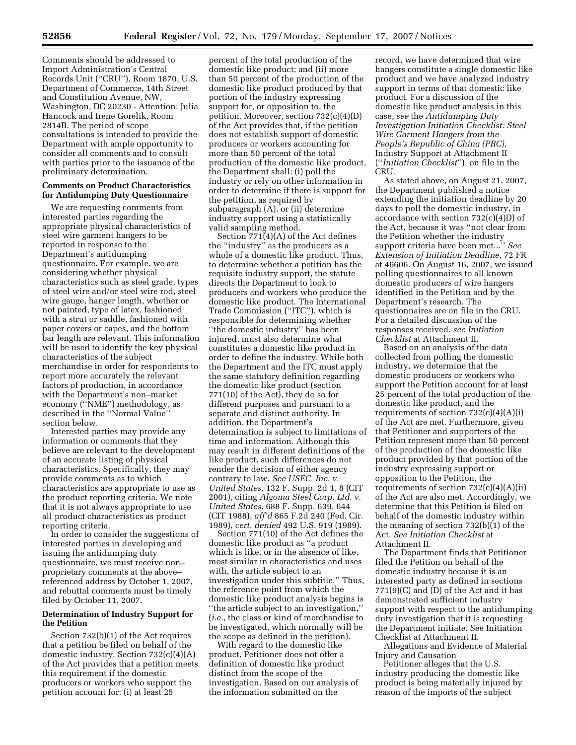Comments should be addressed to Import Administration's Central Records Unit (''CRU''), Room 1870, U.S. Department of Commerce, 14th Street and Constitution Avenue, NW, Washington, DC 20230 - Attention: Julia Hancock and Irene Gorelik, Room 2814B. The period of scope consultations is intended to provide the Department with ample opportunity to consider all comments and to consult with parties prior to the issuance of the preliminary determination.

### Comments on Product Characteristics for Antidumping Duty Questionnaire

We are requesting comments from interested parties regarding the appropriate physical characteristics of steel wire garment hangers to be reported in response to the Department's antidumping questionnaire. For example, we are considering whether physical characteristics such as steel grade, types of steel wire and/or steel wire rod, steel wire gauge, hanger length, whether or not painted, type of latex, fashioned with a strut or saddle, fashioned with paper covers or capes, and the bottom bar length are relevant. This information will be used to identify the key physical characteristics of the subject merchandise in order for respondents to report more accurately the relevant factors of production, in accordance with the Department's non–market economy (''NME'') methodology, as described in the ''Normal Value'' section below.

Interested parties may provide any information or comments that they believe are relevant to the development of an accurate listing of physical characteristics. Specifically, they may provide comments as to which characteristics are appropriate to use as the product reporting criteria. We note that it is not always appropriate to use all product characteristics as product reporting criteria.

In order to consider the suggestions of interested parties in developing and issuing the antidumping duty questionnaire, we must receive non–proprietary comments at the above–referenced address by October 1, 2007, and rebuttal comments must be timely filed by October 11, 2007.

### Determination of Industry Support for the Petition

Section 732(b)(1) of the Act requires that a petition be filed on behalf of the domestic industry. Section 732(c)(4)(A) of the Act provides that a petition meets this requirement if the domestic producers or workers who support the petition account for: (i) at least 25 percent of the total production of the domestic like product; and (ii) more than 50 percent of the production of the domestic like product produced by that portion of the industry expressing support for, or opposition to, the petition. Moreover, section 732(c)(4)(D) of the Act provides that, if the petition does not establish support of domestic producers or workers accounting for more than 50 percent of the total production of the domestic like product, the Department shall: (i) poll the industry or rely on other information in order to determine if there is support for the petition, as required by subparagraph (A), or (ii) determine industry support using a statistically valid sampling method.

Section 771(4)(A) of the Act defines the ''industry'' as the producers as a whole of a domestic like product. Thus, to determine whether a petition has the requisite industry support, the statute directs the Department to look to producers and workers who produce the domestic like product. The International Trade Commission (''ITC''), which is responsible for determining whether ''the domestic industry'' has been injured, must also determine what constitutes a domestic like product in order to define the industry. While both the Department and the ITC must apply the same statutory definition regarding the domestic like product (section 771(10) of the Act), they do so for different purposes and pursuant to a separate and distinct authority. In addition, the Department's determination is subject to limitations of time and information. Although this may result in different definitions of the like product, such differences do not render the decision of either agency contrary to law. *See USEC, Inc. v. United States*, 132 F. Supp. 2d 1, 8 (CIT 2001), citing *Algoma Steel Corp. Ltd. v. United States*, 688 F. Supp. 639, 644 (CIT 1988), *aff'd* 865 F.2d 240 (Fed. Cir. 1989), *cert. denied* 492 U.S. 919 (1989).

Section 771(10) of the Act defines the domestic like product as ''a product which is like, or in the absence of like, most similar in characteristics and uses with, the article subject to an investigation under this subtitle.'' Thus, the reference point from which the domestic like product analysis begins is ''the article subject to an investigation,'' (*i.e.*, the class or kind of merchandise to be investigated, which normally will be the scope as defined in the petition).

With regard to the domestic like product, Petitioner does not offer a definition of domestic like product distinct from the scope of the investigation. Based on our analysis of the information submitted on the record, we have determined that wire hangers constitute a single domestic like product and we have analyzed industry support in terms of that domestic like product. For a discussion of the domestic like product analysis in this case, *see* the *Antidumping Duty Investigation Initiation Checklist: Steel Wire Garment Hangers from the People's Republic of China (PRC)*, Industry Support at Attachment II (''*Initiation Checklist*''), on file in the CRU.

As stated above, on August 21, 2007, the Department published a notice extending the initiation deadline by 20 days to poll the domestic industry, in accordance with section 732(c)(4)D) of the Act, because it was ''not clear from the Petition whether the industry support criteria have been met...'' *See Extension of Initiation Deadline*, 72 FR at 46606. On August 16, 2007, we issued polling questionnaires to all known domestic producers of wire hangers identified in the Petition and by the Department's research. The questionnaires are on file in the CRU. For a detailed discussion of the responses received, *see Initiation Checklist* at Attachment II.

Based on an analysis of the data collected from polling the domestic industry, we determine that the domestic producers or workers who support the Petition account for at least 25 percent of the total production of the domestic like product, and the requirements of section 732(c)(4)(A)(i) of the Act are met. Furthermore, given that Petitioner and supporters of the Petition represent more than 50 percent of the production of the domestic like product provided by that portion of the industry expressing support or opposition to the Petition, the requirements of section 732(c)(4)(A)(ii) of the Act are also met. Accordingly, we determine that this Petition is filed on behalf of the domestic industry within the meaning of section 732(b)(1) of the Act. *See Initiation Checklist* at Attachment II.

The Department finds that Petitioner filed the Petition on behalf of the domestic industry because it is an interested party as defined in sections 771(9)(C) and (D) of the Act and it has demonstrated sufficient industry support with respect to the antidumping duty investigation that it is requesting the Department initiate. See Initiation Checklist at Attachment II.

Allegations and Evidence of Material Injury and Causation

Petitioner alleges that the U.S. industry producing the domestic like product is being materially injured by reason of the imports of the subject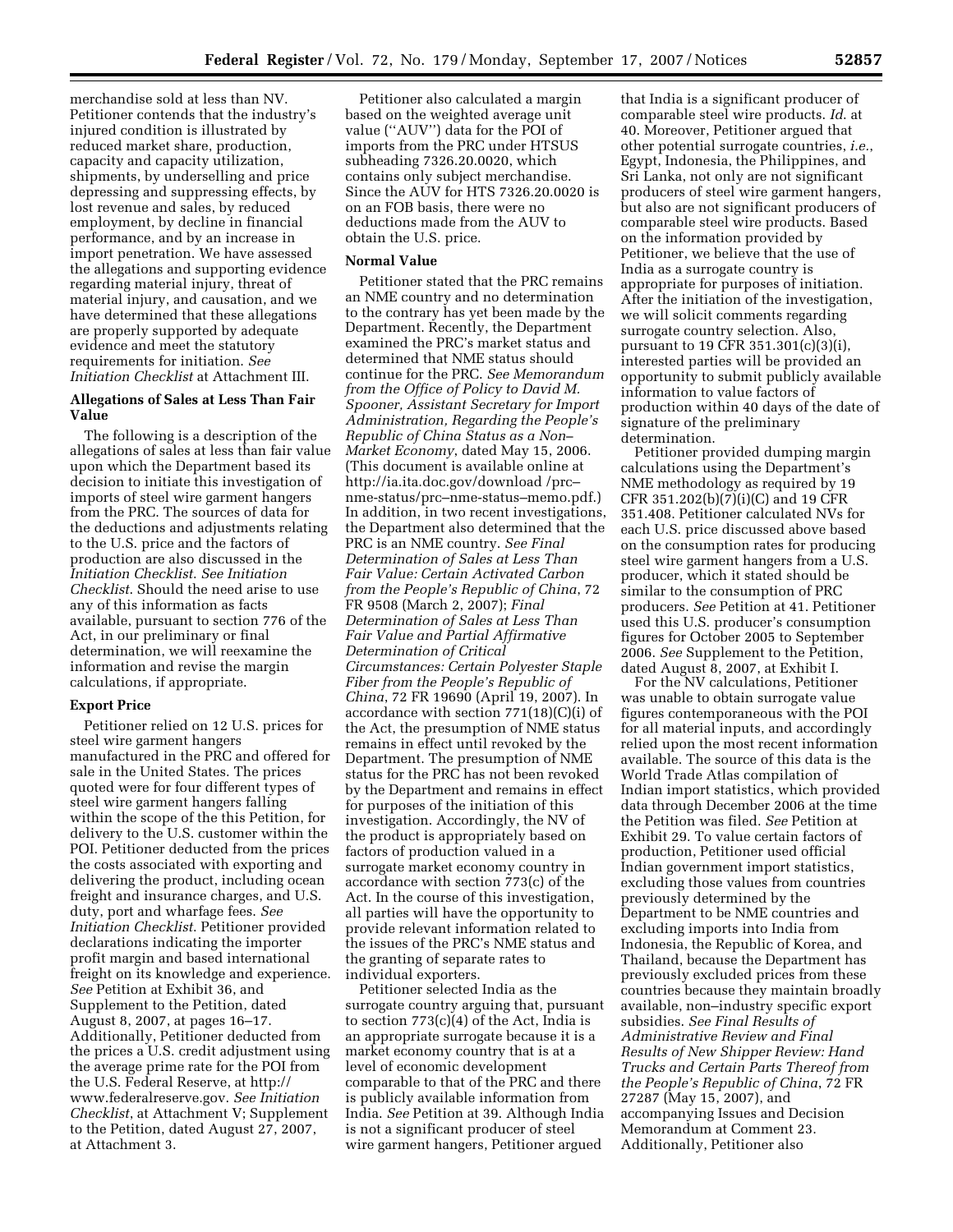merchandise sold at less than NV. Petitioner contends that the industry's injured condition is illustrated by reduced market share, production, capacity and capacity utilization, shipments, by underselling and price depressing and suppressing effects, by lost revenue and sales, by reduced employment, by decline in financial performance, and by an increase in import penetration. We have assessed the allegations and supporting evidence regarding material injury, threat of material injury, and causation, and we have determined that these allegations are properly supported by adequate evidence and meet the statutory requirements for initiation. *See Initiation Checklist* at Attachment III.

### Allegations of Sales at Less Than Fair Value

The following is a description of the allegations of sales at less than fair value upon which the Department based its decision to initiate this investigation of imports of steel wire garment hangers from the PRC. The sources of data for the deductions and adjustments relating to the U.S. price and the factors of production are also discussed in the *Initiation Checklist*. *See Initiation Checklist*. Should the need arise to use any of this information as facts available, pursuant to section 776 of the Act, in our preliminary or final determination, we will reexamine the information and revise the margin calculations, if appropriate.

### Export Price

Petitioner relied on 12 U.S. prices for steel wire garment hangers manufactured in the PRC and offered for sale in the United States. The prices quoted were for four different types of steel wire garment hangers falling within the scope of the this Petition, for delivery to the U.S. customer within the POI. Petitioner deducted from the prices the costs associated with exporting and delivering the product, including ocean freight and insurance charges, and U.S. duty, port and wharfage fees. *See Initiation Checklist*. Petitioner provided declarations indicating the importer profit margin and based international freight on its knowledge and experience. *See* Petition at Exhibit 36, and Supplement to the Petition, dated August 8, 2007, at pages 16–17. Additionally, Petitioner deducted from the prices a U.S. credit adjustment using the average prime rate for the POI from the U.S. Federal Reserve, at http://www.federalreserve.gov. *See Initiation Checklist*, at Attachment V; Supplement to the Petition, dated August 27, 2007, at Attachment 3.

Petitioner also calculated a margin based on the weighted average unit value (''AUV'') data for the POI of imports from the PRC under HTSUS subheading 7326.20.0020, which contains only subject merchandise. Since the AUV for HTS 7326.20.0020 is on an FOB basis, there were no deductions made from the AUV to obtain the U.S. price.

### Normal Value

Petitioner stated that the PRC remains an NME country and no determination to the contrary has yet been made by the Department. Recently, the Department examined the PRC's market status and determined that NME status should continue for the PRC. *See Memorandum from the Office of Policy to David M. Spooner, Assistant Secretary for Import Administration, Regarding the People's Republic of China Status as a Non–Market Economy*, dated May 15, 2006. (This document is available online at http://ia.ita.doc.gov/download /prc–nme-status/prc–nme-status–memo.pdf.) In addition, in two recent investigations, the Department also determined that the PRC is an NME country. *See Final Determination of Sales at Less Than Fair Value: Certain Activated Carbon from the People's Republic of China*, 72 FR 9508 (March 2, 2007); *Final Determination of Sales at Less Than Fair Value and Partial Affirmative Determination of Critical Circumstances: Certain Polyester Staple Fiber from the People's Republic of China*, 72 FR 19690 (April 19, 2007). In accordance with section 771(18)(C)(i) of the Act, the presumption of NME status remains in effect until revoked by the Department. The presumption of NME status for the PRC has not been revoked by the Department and remains in effect for purposes of the initiation of this investigation. Accordingly, the NV of the product is appropriately based on factors of production valued in a surrogate market economy country in accordance with section 773(c) of the Act. In the course of this investigation, all parties will have the opportunity to provide relevant information related to the issues of the PRC's NME status and the granting of separate rates to individual exporters.

Petitioner selected India as the surrogate country arguing that, pursuant to section 773(c)(4) of the Act, India is an appropriate surrogate because it is a market economy country that is at a level of economic development comparable to that of the PRC and there is publicly available information from India. *See* Petition at 39. Although India is not a significant producer of steel wire garment hangers, Petitioner argued that India is a significant producer of comparable steel wire products. *Id.* at 40. Moreover, Petitioner argued that other potential surrogate countries, *i.e.*, Egypt, Indonesia, the Philippines, and Sri Lanka, not only are not significant producers of steel wire garment hangers, but also are not significant producers of comparable steel wire products. Based on the information provided by Petitioner, we believe that the use of India as a surrogate country is appropriate for purposes of initiation. After the initiation of the investigation, we will solicit comments regarding surrogate country selection. Also, pursuant to 19 CFR 351.301(c)(3)(i), interested parties will be provided an opportunity to submit publicly available information to value factors of production within 40 days of the date of signature of the preliminary determination.

Petitioner provided dumping margin calculations using the Department's NME methodology as required by 19 CFR 351.202(b)(7)(i)(C) and 19 CFR 351.408. Petitioner calculated NVs for each U.S. price discussed above based on the consumption rates for producing steel wire garment hangers from a U.S. producer, which it stated should be similar to the consumption of PRC producers. *See* Petition at 41. Petitioner used this U.S. producer's consumption figures for October 2005 to September 2006. *See* Supplement to the Petition, dated August 8, 2007, at Exhibit I.

For the NV calculations, Petitioner was unable to obtain surrogate value figures contemporaneous with the POI for all material inputs, and accordingly relied upon the most recent information available. The source of this data is the World Trade Atlas compilation of Indian import statistics, which provided data through December 2006 at the time the Petition was filed. *See* Petition at Exhibit 29. To value certain factors of production, Petitioner used official Indian government import statistics, excluding those values from countries previously determined by the Department to be NME countries and excluding imports into India from Indonesia, the Republic of Korea, and Thailand, because the Department has previously excluded prices from these countries because they maintain broadly available, non–industry specific export subsidies. *See Final Results of Administrative Review and Final Results of New Shipper Review: Hand Trucks and Certain Parts Thereof from the People's Republic of China*, 72 FR 27287 (May 15, 2007), and accompanying Issues and Decision Memorandum at Comment 23. Additionally, Petitioner also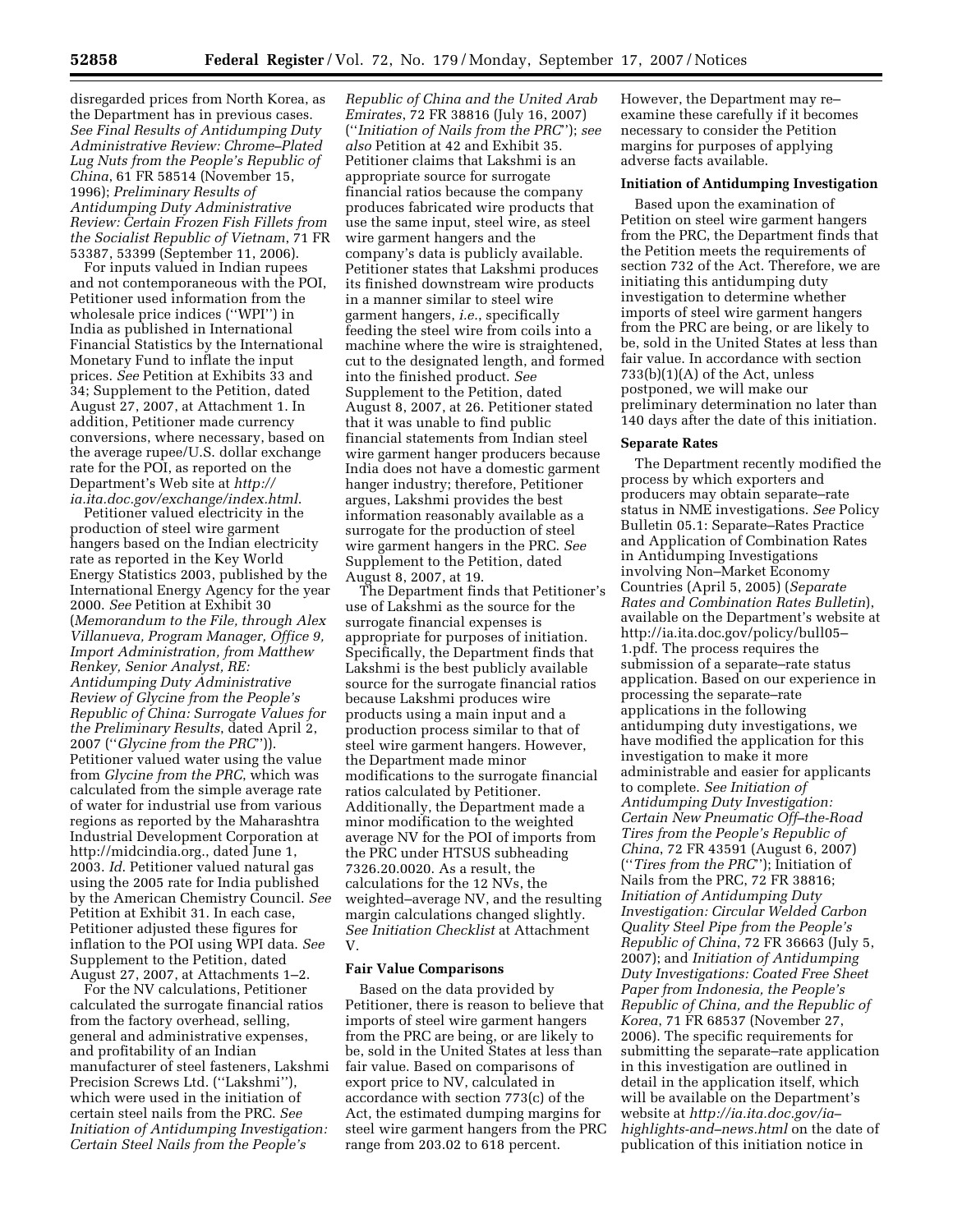disregarded prices from North Korea, as the Department has in previous cases. *See Final Results of Antidumping Duty Administrative Review: Chrome–Plated Lug Nuts from the People's Republic of China*, 61 FR 58514 (November 15, 1996); *Preliminary Results of Antidumping Duty Administrative Review: Certain Frozen Fish Fillets from the Socialist Republic of Vietnam*, 71 FR 53387, 53399 (September 11, 2006).

For inputs valued in Indian rupees and not contemporaneous with the POI, Petitioner used information from the wholesale price indices (''WPI'') in India as published in International Financial Statistics by the International Monetary Fund to inflate the input prices. *See* Petition at Exhibits 33 and 34; Supplement to the Petition, dated August 27, 2007, at Attachment 1. In addition, Petitioner made currency conversions, where necessary, based on the average rupee/U.S. dollar exchange rate for the POI, as reported on the Department's Web site at *http://ia.ita.doc.gov/exchange/index.html*.

Petitioner valued electricity in the production of steel wire garment hangers based on the Indian electricity rate as reported in the Key World Energy Statistics 2003, published by the International Energy Agency for the year 2000. *See* Petition at Exhibit 30 (*Memorandum to the File, through Alex Villanueva, Program Manager, Office 9, Import Administration, from Matthew Renkey, Senior Analyst, RE: Antidumping Duty Administrative Review of Glycine from the People's Republic of China: Surrogate Values for the Preliminary Results*, dated April 2, 2007 (''*Glycine from the PRC*'')). Petitioner valued water using the value from *Glycine from the PRC*, which was calculated from the simple average rate of water for industrial use from various regions as reported by the Maharashtra Industrial Development Corporation at http://midcindia.org., dated June 1, 2003. *Id*. Petitioner valued natural gas using the 2005 rate for India published by the American Chemistry Council. *See* Petition at Exhibit 31. In each case, Petitioner adjusted these figures for inflation to the POI using WPI data. *See* Supplement to the Petition, dated August 27, 2007, at Attachments 1–2.

For the NV calculations, Petitioner calculated the surrogate financial ratios from the factory overhead, selling, general and administrative expenses, and profitability of an Indian manufacturer of steel fasteners, Lakshmi Precision Screws Ltd. (''Lakshmi''), which were used in the initiation of certain steel nails from the PRC. *See Initiation of Antidumping Investigation: Certain Steel Nails from the People's Republic of China and the United Arab Emirates*, 72 FR 38816 (July 16, 2007) (''*Initiation of Nails from the PRC*''); *see also* Petition at 42 and Exhibit 35. Petitioner claims that Lakshmi is an appropriate source for surrogate financial ratios because the company produces fabricated wire products that use the same input, steel wire, as steel wire garment hangers and the company's data is publicly available. Petitioner states that Lakshmi produces its finished downstream wire products in a manner similar to steel wire garment hangers, *i.e.*, specifically feeding the steel wire from coils into a machine where the wire is straightened, cut to the designated length, and formed into the finished product. *See* Supplement to the Petition, dated August 8, 2007, at 26. Petitioner stated that it was unable to find public financial statements from Indian steel wire garment hanger producers because India does not have a domestic garment hanger industry; therefore, Petitioner argues, Lakshmi provides the best information reasonably available as a surrogate for the production of steel wire garment hangers in the PRC. *See* Supplement to the Petition, dated August 8, 2007, at 19.

The Department finds that Petitioner's use of Lakshmi as the source for the surrogate financial expenses is appropriate for purposes of initiation. Specifically, the Department finds that Lakshmi is the best publicly available source for the surrogate financial ratios because Lakshmi produces wire products using a main input and a production process similar to that of steel wire garment hangers. However, the Department made minor modifications to the surrogate financial ratios calculated by Petitioner. Additionally, the Department made a minor modification to the weighted average NV for the POI of imports from the PRC under HTSUS subheading 7326.20.0020. As a result, the calculations for the 12 NVs, the weighted–average NV, and the resulting margin calculations changed slightly. *See Initiation Checklist* at Attachment V.

## Fair Value Comparisons

Based on the data provided by Petitioner, there is reason to believe that imports of steel wire garment hangers from the PRC are being, or are likely to be, sold in the United States at less than fair value. Based on comparisons of export price to NV, calculated in accordance with section 773(c) of the Act, the estimated dumping margins for steel wire garment hangers from the PRC range from 203.02 to 618 percent. However, the Department may re–examine these carefully if it becomes necessary to consider the Petition margins for purposes of applying adverse facts available.

## Initiation of Antidumping Investigation

Based upon the examination of Petition on steel wire garment hangers from the PRC, the Department finds that the Petition meets the requirements of section 732 of the Act. Therefore, we are initiating this antidumping duty investigation to determine whether imports of steel wire garment hangers from the PRC are being, or are likely to be, sold in the United States at less than fair value. In accordance with section 733(b)(1)(A) of the Act, unless postponed, we will make our preliminary determination no later than 140 days after the date of this initiation.

## Separate Rates

The Department recently modified the process by which exporters and producers may obtain separate–rate status in NME investigations. *See* Policy Bulletin 05.1: Separate–Rates Practice and Application of Combination Rates in Antidumping Investigations involving Non–Market Economy Countries (April 5, 2005) (*Separate Rates and Combination Rates Bulletin*), available on the Department's website at http://ia.ita.doc.gov/policy/bull05–1.pdf. The process requires the submission of a separate–rate status application. Based on our experience in processing the separate–rate applications in the following antidumping duty investigations, we have modified the application for this investigation to make it more administrable and easier for applicants to complete. *See Initiation of Antidumping Duty Investigation: Certain New Pneumatic Off–the-Road Tires from the People's Republic of China*, 72 FR 43591 (August 6, 2007) (''*Tires from the PRC*''); Initiation of Nails from the PRC, 72 FR 38816; *Initiation of Antidumping Duty Investigation: Circular Welded Carbon Quality Steel Pipe from the People's Republic of China*, 72 FR 36663 (July 5, 2007); and *Initiation of Antidumping Duty Investigations: Coated Free Sheet Paper from Indonesia, the People's Republic of China, and the Republic of Korea*, 71 FR 68537 (November 27, 2006). The specific requirements for submitting the separate–rate application in this investigation are outlined in detail in the application itself, which will be available on the Department's website at *http://ia.ita.doc.gov/ia–highlights-and–news.html* on the date of publication of this initiation notice in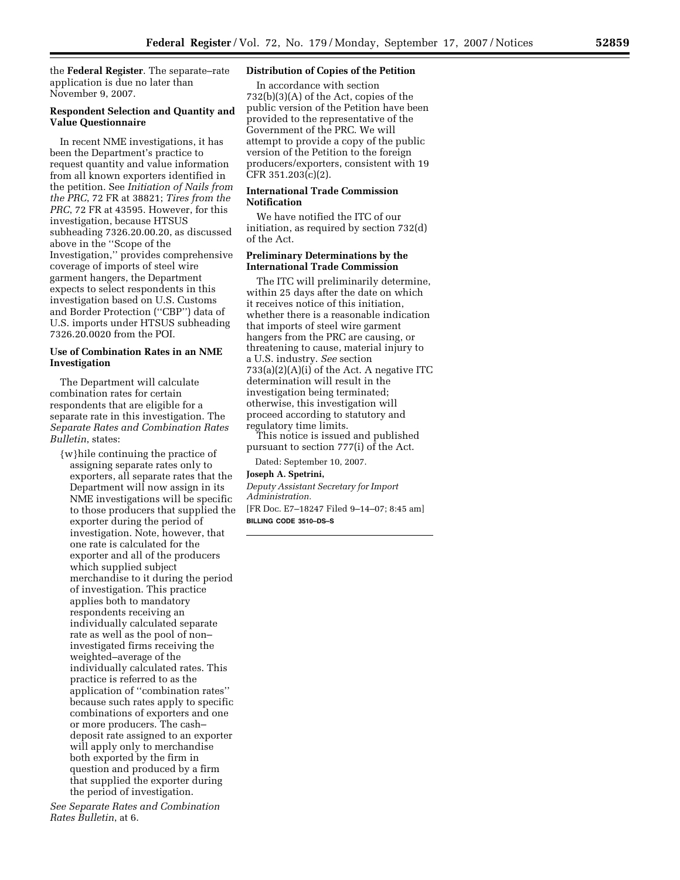the **Federal Register**. The separate–rate application is due no later than November 9, 2007.

**Respondent Selection and Quantity and Value Questionnaire**

In recent NME investigations, it has been the Department's practice to request quantity and value information from all known exporters identified in the petition. See *Initiation of Nails from the PRC*, 72 FR at 38821; *Tires from the PRC*, 72 FR at 43595. However, for this investigation, because HTSUS subheading 7326.20.00.20, as discussed above in the ''Scope of the Investigation,'' provides comprehensive coverage of imports of steel wire garment hangers, the Department expects to select respondents in this investigation based on U.S. Customs and Border Protection (''CBP'') data of U.S. imports under HTSUS subheading 7326.20.0020 from the POI.

**Use of Combination Rates in an NME Investigation**

The Department will calculate combination rates for certain respondents that are eligible for a separate rate in this investigation. The *Separate Rates and Combination Rates Bulletin*, states:

> {w}hile continuing the practice of assigning separate rates only to exporters, all separate rates that the Department will now assign in its NME investigations will be specific to those producers that supplied the exporter during the period of investigation. Note, however, that one rate is calculated for the exporter and all of the producers which supplied subject merchandise to it during the period of investigation. This practice applies both to mandatory respondents receiving an individually calculated separate rate as well as the pool of non–investigated firms receiving the weighted–average of the individually calculated rates. This practice is referred to as the application of ''combination rates'' because such rates apply to specific combinations of exporters and one or more producers. The cash–deposit rate assigned to an exporter will apply only to merchandise both exported by the firm in question and produced by a firm that supplied the exporter during the period of investigation.

*See Separate Rates and Combination Rates Bulletin*, at 6.

**Distribution of Copies of the Petition**

In accordance with section 732(b)(3)(A) of the Act, copies of the public version of the Petition have been provided to the representative of the Government of the PRC. We will attempt to provide a copy of the public version of the Petition to the foreign producers/exporters, consistent with 19 CFR 351.203(c)(2).

**International Trade Commission Notification**

We have notified the ITC of our initiation, as required by section 732(d) of the Act.

**Preliminary Determinations by the International Trade Commission**

The ITC will preliminarily determine, within 25 days after the date on which it receives notice of this initiation, whether there is a reasonable indication that imports of steel wire garment hangers from the PRC are causing, or threatening to cause, material injury to a U.S. industry. *See* section 733(a)(2)(A)(i) of the Act. A negative ITC determination will result in the investigation being terminated; otherwise, this investigation will proceed according to statutory and regulatory time limits.

This notice is issued and published pursuant to section 777(i) of the Act.

Dated: September 10, 2007.

**Joseph A. Spetrini,**

*Deputy Assistant Secretary for Import Administration.*

[FR Doc. E7–18247 Filed 9–14–07; 8:45 am]

**BILLING CODE 3510–DS–S**